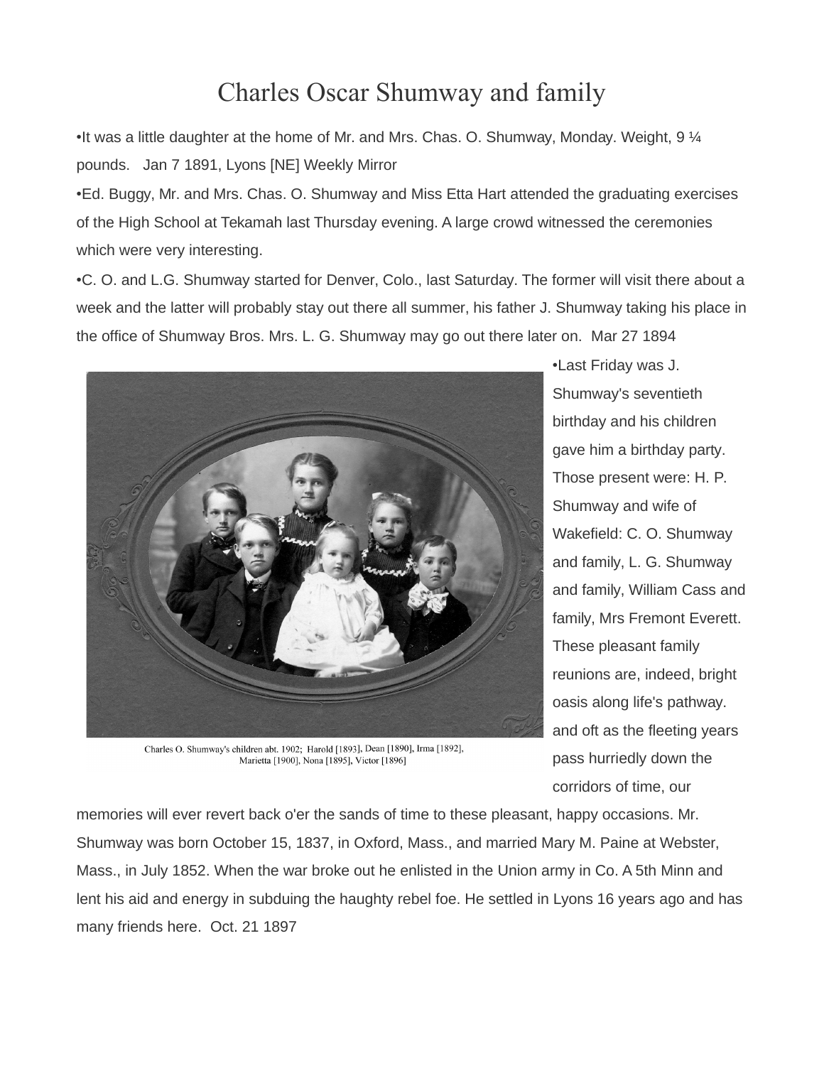# Charles Oscar Shumway and family

•It was a little daughter at the home of Mr. and Mrs. Chas. O. Shumway, Monday. Weight, 9 ¼ pounds.   Jan 7 1891, Lyons [NE] Weekly Mirror

•Ed. Buggy, Mr. and Mrs. Chas. O. Shumway and Miss Etta Hart attended the graduating exercises of the High School at Tekamah last Thursday evening. A large crowd witnessed the ceremonies which were very interesting.

•C. O. and L.G. Shumway started for Denver, Colo., last Saturday. The former will visit there about a week and the latter will probably stay out there all summer, his father J. Shumway taking his place in the office of Shumway Bros. Mrs. L. G. Shumway may go out there later on.  Mar 27 1894

Charles O. Shumway's children abt. 1902;  Harold [1893], Dean [1890], Irma [1892], Marietta [1900], Nona [1895], Victor [1896]

•Last Friday was J. Shumway's seventieth birthday and his children gave him a birthday party. Those present were: H. P. Shumway and wife of Wakefield: C. O. Shumway and family, L. G. Shumway and family, William Cass and family, Mrs Fremont Everett. These pleasant family reunions are, indeed, bright oasis along life's pathway. and oft as the fleeting years pass hurriedly down the corridors of time, our memories will ever revert back o'er the sands of time to these pleasant, happy occasions. Mr. Shumway was born October 15, 1837, in Oxford, Mass., and married Mary M. Paine at Webster, Mass., in July 1852. When the war broke out he enlisted in the Union army in Co. A 5th Minn and lent his aid and energy in subduing the haughty rebel foe. He settled in Lyons 16 years ago and has many friends here.  Oct. 21 1897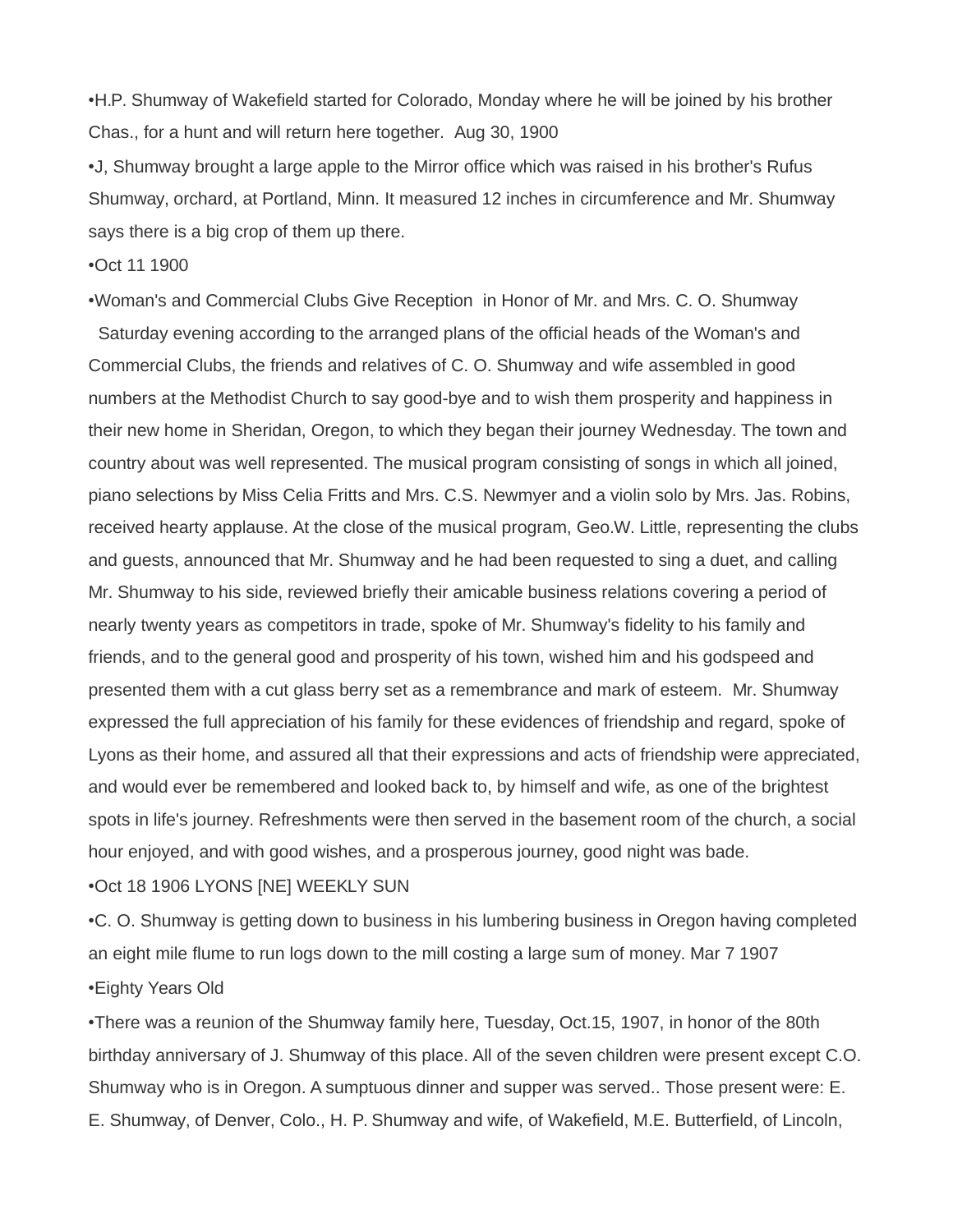•H.P. Shumway of Wakefield started for Colorado, Monday where he will be joined by his brother Chas., for a hunt and will return here together.  Aug 30, 1900

•J, Shumway brought a large apple to the Mirror office which was raised in his brother's Rufus Shumway, orchard, at Portland, Minn. It measured 12 inches in circumference and Mr. Shumway says there is a big crop of them up there.

•Oct 11 1900

•Woman's and Commercial Clubs Give Reception  in Honor of Mr. and Mrs. C. O. Shumway
  Saturday evening according to the arranged plans of the official heads of the Woman's and Commercial Clubs, the friends and relatives of C. O. Shumway and wife assembled in good numbers at the Methodist Church to say good-bye and to wish them prosperity and happiness in their new home in Sheridan, Oregon, to which they began their journey Wednesday. The town and country about was well represented. The musical program consisting of songs in which all joined, piano selections by Miss Celia Fritts and Mrs. C.S. Newmyer and a violin solo by Mrs. Jas. Robins, received hearty applause. At the close of the musical program, Geo.W. Little, representing the clubs and guests, announced that Mr. Shumway and he had been requested to sing a duet, and calling Mr. Shumway to his side, reviewed briefly their amicable business relations covering a period of nearly twenty years as competitors in trade, spoke of Mr. Shumway's fidelity to his family and friends, and to the general good and prosperity of his town, wished him and his godspeed and presented them with a cut glass berry set as a remembrance and mark of esteem.  Mr. Shumway expressed the full appreciation of his family for these evidences of friendship and regard, spoke of Lyons as their home, and assured all that their expressions and acts of friendship were appreciated, and would ever be remembered and looked back to, by himself and wife, as one of the brightest spots in life's journey. Refreshments were then served in the basement room of the church, a social hour enjoyed, and with good wishes, and a prosperous journey, good night was bade.

•Oct 18 1906 LYONS [NE] WEEKLY SUN

•C. O. Shumway is getting down to business in his lumbering business in Oregon having completed an eight mile flume to run logs down to the mill costing a large sum of money. Mar 7 1907

•Eighty Years Old

•There was a reunion of the Shumway family here, Tuesday, Oct.15, 1907, in honor of the 80th birthday anniversary of J. Shumway of this place. All of the seven children were present except C.O. Shumway who is in Oregon. A sumptuous dinner and supper was served.. Those present were: E. E. Shumway, of Denver, Colo., H. P. Shumway and wife, of Wakefield, M.E. Butterfield, of Lincoln,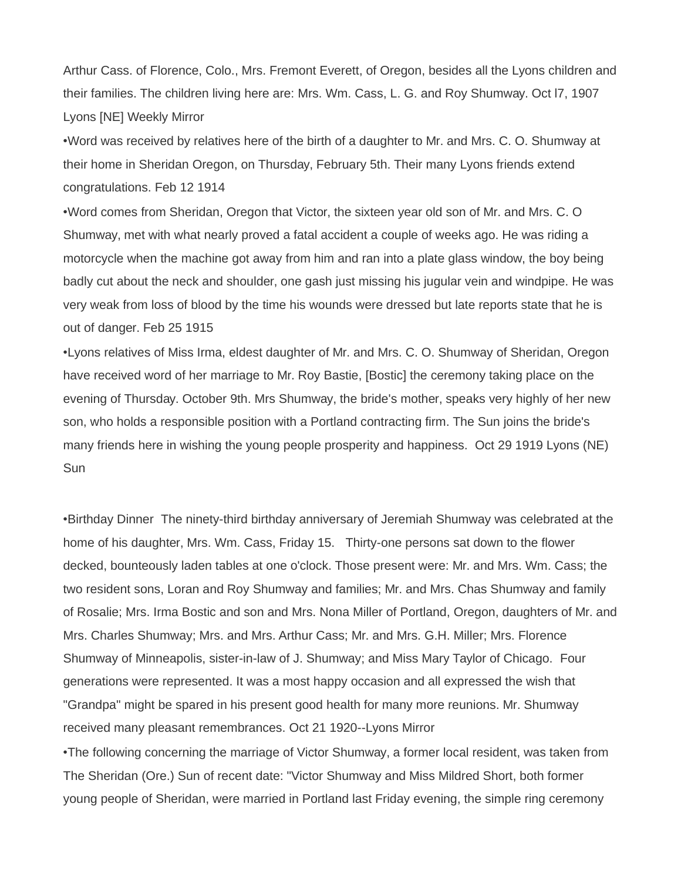Arthur Cass. of Florence, Colo., Mrs. Fremont Everett, of Oregon, besides all the Lyons children and their families. The children living here are: Mrs. Wm. Cass, L. G. and Roy Shumway. Oct l7, 1907 Lyons [NE] Weekly Mirror

•Word was received by relatives here of the birth of a daughter to Mr. and Mrs. C. O. Shumway at their home in Sheridan Oregon, on Thursday, February 5th. Their many Lyons friends extend congratulations. Feb 12 1914

•Word comes from Sheridan, Oregon that Victor, the sixteen year old son of Mr. and Mrs. C. O Shumway, met with what nearly proved a fatal accident a couple of weeks ago. He was riding a motorcycle when the machine got away from him and ran into a plate glass window, the boy being badly cut about the neck and shoulder, one gash just missing his jugular vein and windpipe. He was very weak from loss of blood by the time his wounds were dressed but late reports state that he is out of danger. Feb 25 1915

•Lyons relatives of Miss Irma, eldest daughter of Mr. and Mrs. C. O. Shumway of Sheridan, Oregon have received word of her marriage to Mr. Roy Bastie, [Bostic] the ceremony taking place on the evening of Thursday. October 9th. Mrs Shumway, the bride's mother, speaks very highly of her new son, who holds a responsible position with a Portland contracting firm. The Sun joins the bride's many friends here in wishing the young people prosperity and happiness. Oct 29 1919 Lyons (NE) Sun

•Birthday Dinner The ninety-third birthday anniversary of Jeremiah Shumway was celebrated at the home of his daughter, Mrs. Wm. Cass, Friday 15. Thirty-one persons sat down to the flower decked, bounteously laden tables at one o'clock. Those present were: Mr. and Mrs. Wm. Cass; the two resident sons, Loran and Roy Shumway and families; Mr. and Mrs. Chas Shumway and family of Rosalie; Mrs. Irma Bostic and son and Mrs. Nona Miller of Portland, Oregon, daughters of Mr. and Mrs. Charles Shumway; Mrs. and Mrs. Arthur Cass; Mr. and Mrs. G.H. Miller; Mrs. Florence Shumway of Minneapolis, sister-in-law of J. Shumway; and Miss Mary Taylor of Chicago. Four generations were represented. It was a most happy occasion and all expressed the wish that "Grandpa" might be spared in his present good health for many more reunions. Mr. Shumway received many pleasant remembrances. Oct 21 1920--Lyons Mirror

•The following concerning the marriage of Victor Shumway, a former local resident, was taken from The Sheridan (Ore.) Sun of recent date: "Victor Shumway and Miss Mildred Short, both former young people of Sheridan, were married in Portland last Friday evening, the simple ring ceremony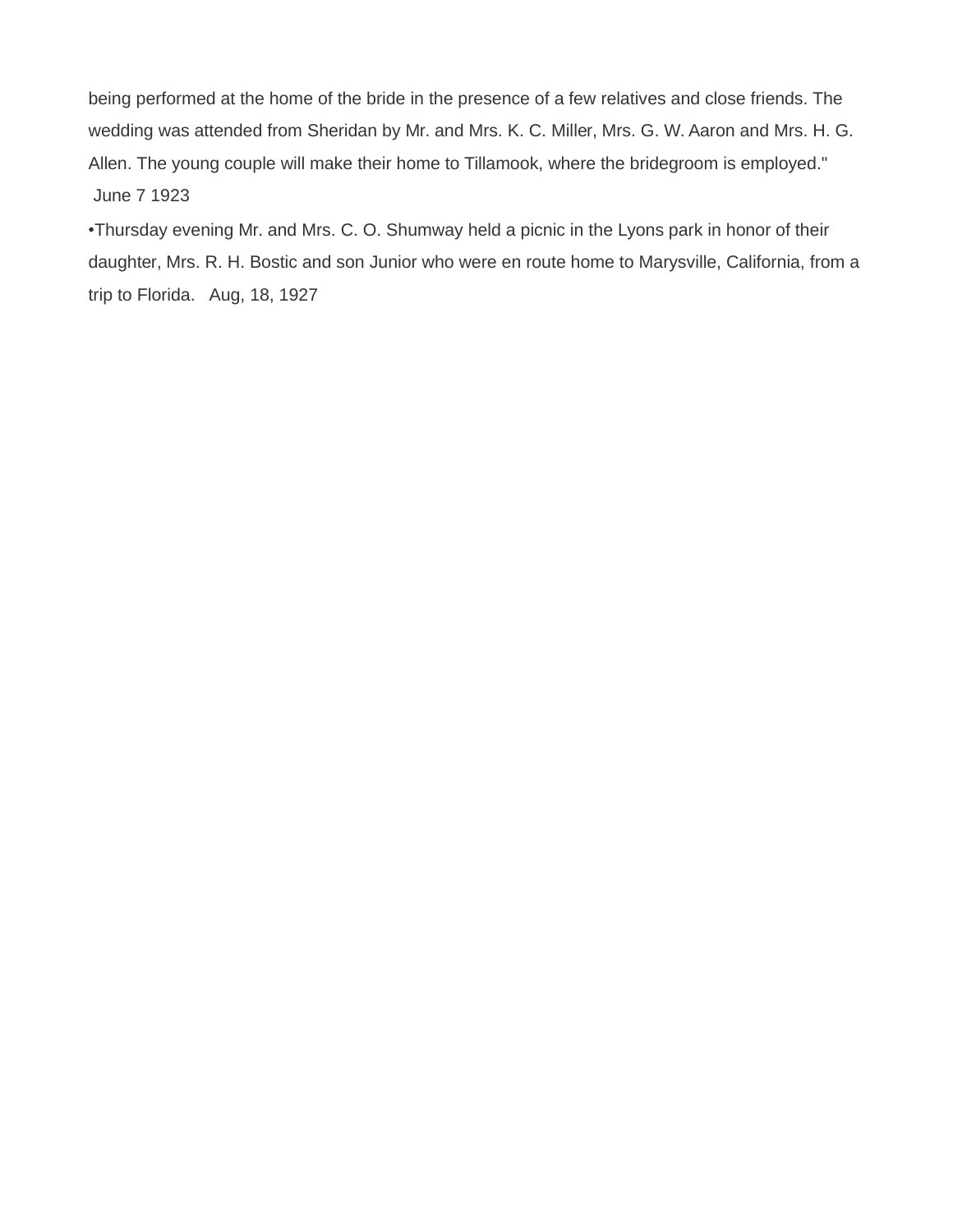being performed at the home of the bride in the presence of a few relatives and close friends. The wedding was attended from Sheridan by Mr. and Mrs. K. C. Miller, Mrs. G. W. Aaron and Mrs. H. G. Allen. The young couple will make their home to Tillamook, where the bridegroom is employed."
June 7 1923

•Thursday evening Mr. and Mrs. C. O. Shumway held a picnic in the Lyons park in honor of their daughter, Mrs. R. H. Bostic and son Junior who were en route home to Marysville, California, from a trip to Florida. Aug, 18, 1927